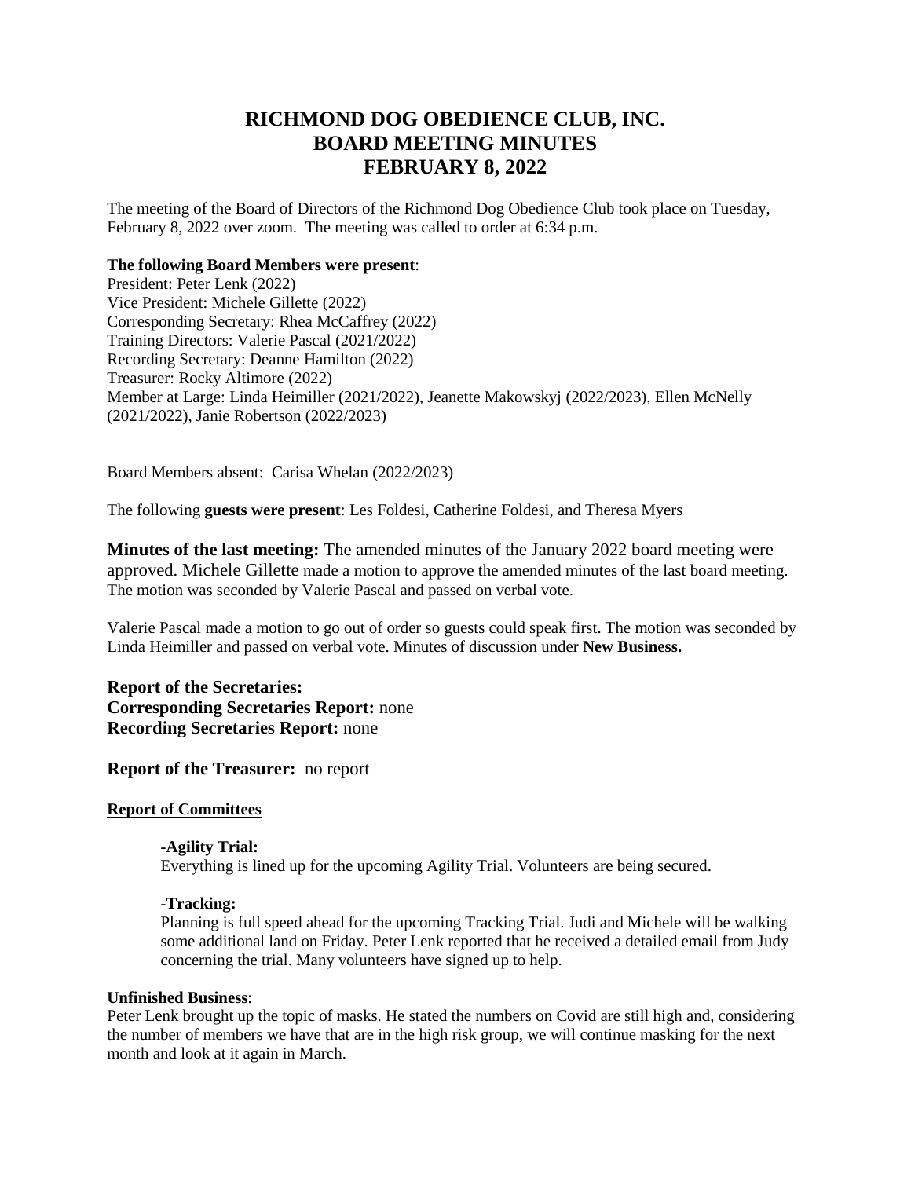# RICHMOND DOG OBEDIENCE CLUB, INC.
# BOARD MEETING MINUTES
# FEBRUARY 8, 2022

The meeting of the Board of Directors of the Richmond Dog Obedience Club took place on Tuesday, February 8, 2022 over zoom. The meeting was called to order at 6:34 p.m.

**The following Board Members were present**:
President: Peter Lenk (2022)
Vice President: Michele Gillette (2022)
Corresponding Secretary: Rhea McCaffrey (2022)
Training Directors: Valerie Pascal (2021/2022)
Recording Secretary: Deanne Hamilton (2022)
Treasurer: Rocky Altimore (2022)
Member at Large: Linda Heimiller (2021/2022), Jeanette Makowskyj (2022/2023), Ellen McNelly (2021/2022), Janie Robertson (2022/2023)

Board Members absent: Carisa Whelan (2022/2023)

The following **guests were present**: Les Foldesi, Catherine Foldesi, and Theresa Myers

**Minutes of the last meeting:** The amended minutes of the January 2022 board meeting were approved. Michele Gillette made a motion to approve the amended minutes of the last board meeting. The motion was seconded by Valerie Pascal and passed on verbal vote.

Valerie Pascal made a motion to go out of order so guests could speak first. The motion was seconded by Linda Heimiller and passed on verbal vote. Minutes of discussion under **New Business.**

**Report of the Secretaries:**
**Corresponding Secretaries Report:** none
**Recording Secretaries Report:** none

**Report of the Treasurer:** no report

**Report of Committees**

**-Agility Trial:**
Everything is lined up for the upcoming Agility Trial. Volunteers are being secured.

**-Tracking:**
Planning is full speed ahead for the upcoming Tracking Trial. Judi and Michele will be walking some additional land on Friday. Peter Lenk reported that he received a detailed email from Judy concerning the trial. Many volunteers have signed up to help.

**Unfinished Business**:
Peter Lenk brought up the topic of masks. He stated the numbers on Covid are still high and, considering the number of members we have that are in the high risk group, we will continue masking for the next month and look at it again in March.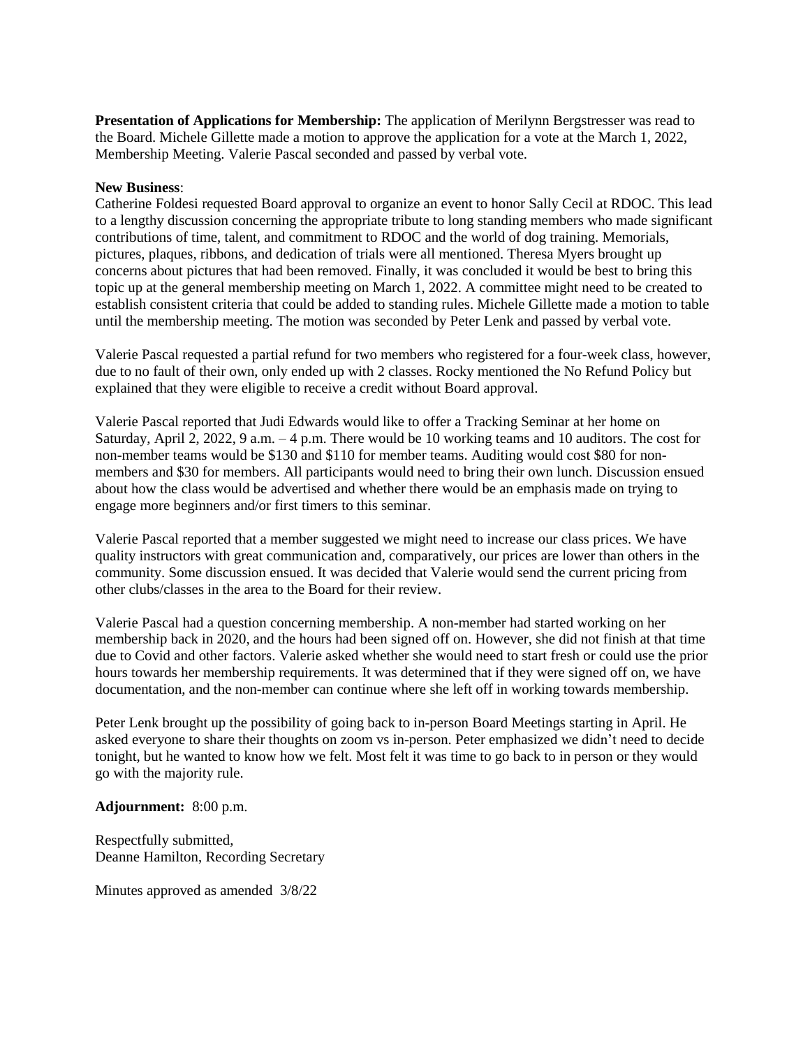**Presentation of Applications for Membership:** The application of Merilynn Bergstresser was read to the Board. Michele Gillette made a motion to approve the application for a vote at the March 1, 2022, Membership Meeting. Valerie Pascal seconded and passed by verbal vote.

**New Business**:
Catherine Foldesi requested Board approval to organize an event to honor Sally Cecil at RDOC. This lead to a lengthy discussion concerning the appropriate tribute to long standing members who made significant contributions of time, talent, and commitment to RDOC and the world of dog training. Memorials, pictures, plaques, ribbons, and dedication of trials were all mentioned. Theresa Myers brought up concerns about pictures that had been removed. Finally, it was concluded it would be best to bring this topic up at the general membership meeting on March 1, 2022. A committee might need to be created to establish consistent criteria that could be added to standing rules. Michele Gillette made a motion to table until the membership meeting. The motion was seconded by Peter Lenk and passed by verbal vote.

Valerie Pascal requested a partial refund for two members who registered for a four-week class, however, due to no fault of their own, only ended up with 2 classes. Rocky mentioned the No Refund Policy but explained that they were eligible to receive a credit without Board approval.

Valerie Pascal reported that Judi Edwards would like to offer a Tracking Seminar at her home on Saturday, April 2, 2022, 9 a.m. – 4 p.m. There would be 10 working teams and 10 auditors. The cost for non-member teams would be $130 and $110 for member teams. Auditing would cost $80 for non-members and $30 for members. All participants would need to bring their own lunch. Discussion ensued about how the class would be advertised and whether there would be an emphasis made on trying to engage more beginners and/or first timers to this seminar.

Valerie Pascal reported that a member suggested we might need to increase our class prices. We have quality instructors with great communication and, comparatively, our prices are lower than others in the community. Some discussion ensued. It was decided that Valerie would send the current pricing from other clubs/classes in the area to the Board for their review.

Valerie Pascal had a question concerning membership. A non-member had started working on her membership back in 2020, and the hours had been signed off on. However, she did not finish at that time due to Covid and other factors. Valerie asked whether she would need to start fresh or could use the prior hours towards her membership requirements. It was determined that if they were signed off on, we have documentation, and the non-member can continue where she left off in working towards membership.

Peter Lenk brought up the possibility of going back to in-person Board Meetings starting in April. He asked everyone to share their thoughts on zoom vs in-person. Peter emphasized we didn't need to decide tonight, but he wanted to know how we felt. Most felt it was time to go back to in person or they would go with the majority rule.

**Adjournment:** 8:00 p.m.

Respectfully submitted,
Deanne Hamilton, Recording Secretary

Minutes approved as amended 3/8/22